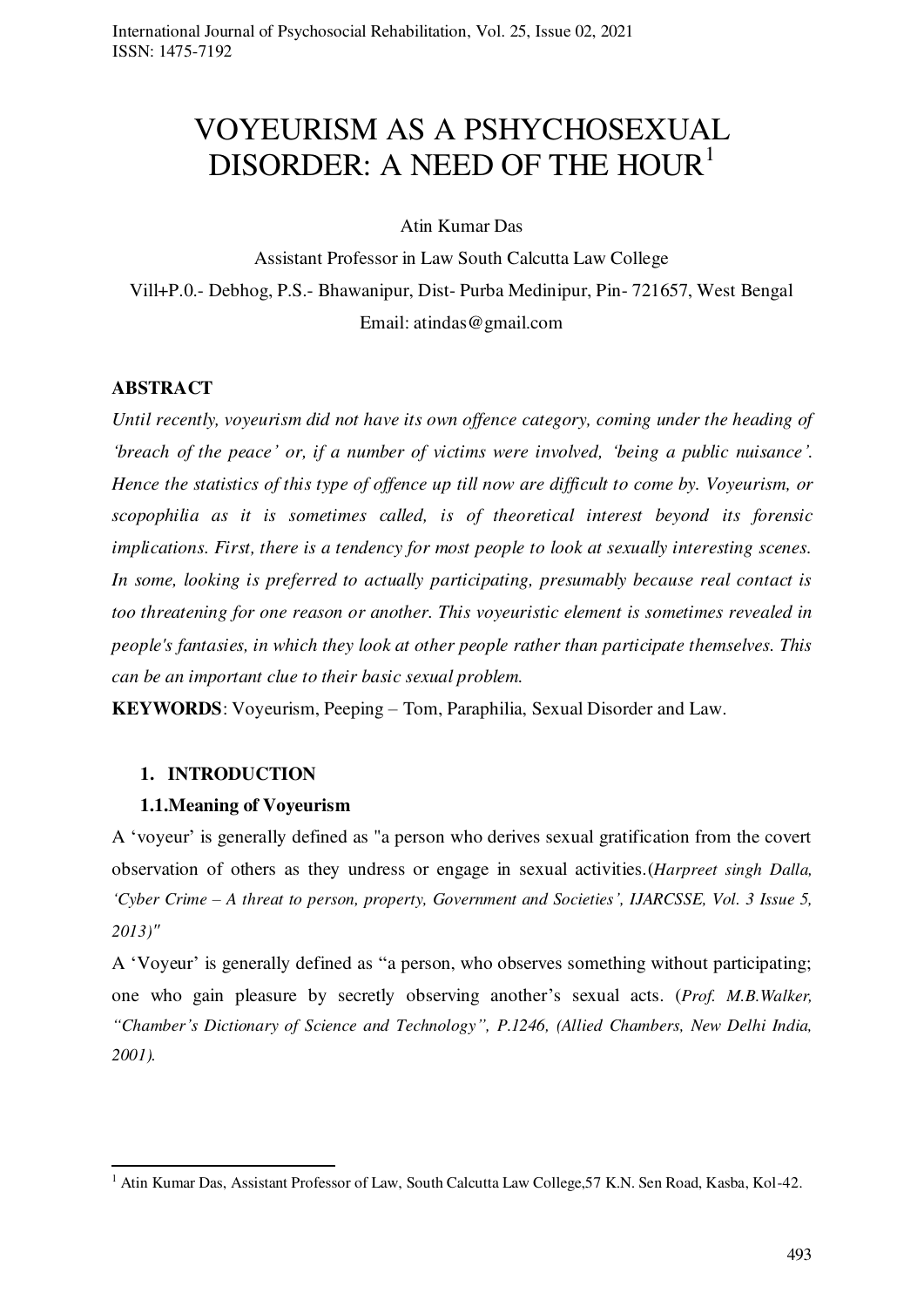# VOYEURISM AS A PSHYCHOSEXUAL DISORDER: A NEED OF THE HOUR[1]

Atin Kumar Das

Assistant Professor in Law South Calcutta Law College

Vill+P.0.- Debhog, P.S.- Bhawanipur, Dist- Purba Medinipur, Pin- 721657, West Bengal

Email: atindas@gmail.com

**ABSTRACT**

*Until recently, voyeurism did not have its own offence category, coming under the heading of 'breach of the peace' or, if a number of victims were involved, 'being a public nuisance'. Hence the statistics of this type of offence up till now are difficult to come by. Voyeurism, or scopophilia as it is sometimes called, is of theoretical interest beyond its forensic implications. First, there is a tendency for most people to look at sexually interesting scenes. In some, looking is preferred to actually participating, presumably because real contact is too threatening for one reason or another. This voyeuristic element is sometimes revealed in people's fantasies, in which they look at other people rather than participate themselves. This can be an important clue to their basic sexual problem.*

**KEYWORDS**: Voyeurism, Peeping – Tom, Paraphilia, Sexual Disorder and Law.

## 1. INTRODUCTION

### 1.1. Meaning of Voyeurism

A 'voyeur' is generally defined as "a person who derives sexual gratification from the covert observation of others as they undress or engage in sexual activities.(*Harpreet singh Dalla, 'Cyber Crime – A threat to person, property, Government and Societies', IJARCSSE, Vol. 3 Issue 5, 2013)"*

A 'Voyeur' is generally defined as "a person, who observes something without participating; one who gain pleasure by secretly observing another's sexual acts. (*Prof. M.B.Walker, "Chamber's Dictionary of Science and Technology", P.1246, (Allied Chambers, New Delhi India, 2001).*

[1] Atin Kumar Das, Assistant Professor of Law, South Calcutta Law College,57 K.N. Sen Road, Kasba, Kol-42.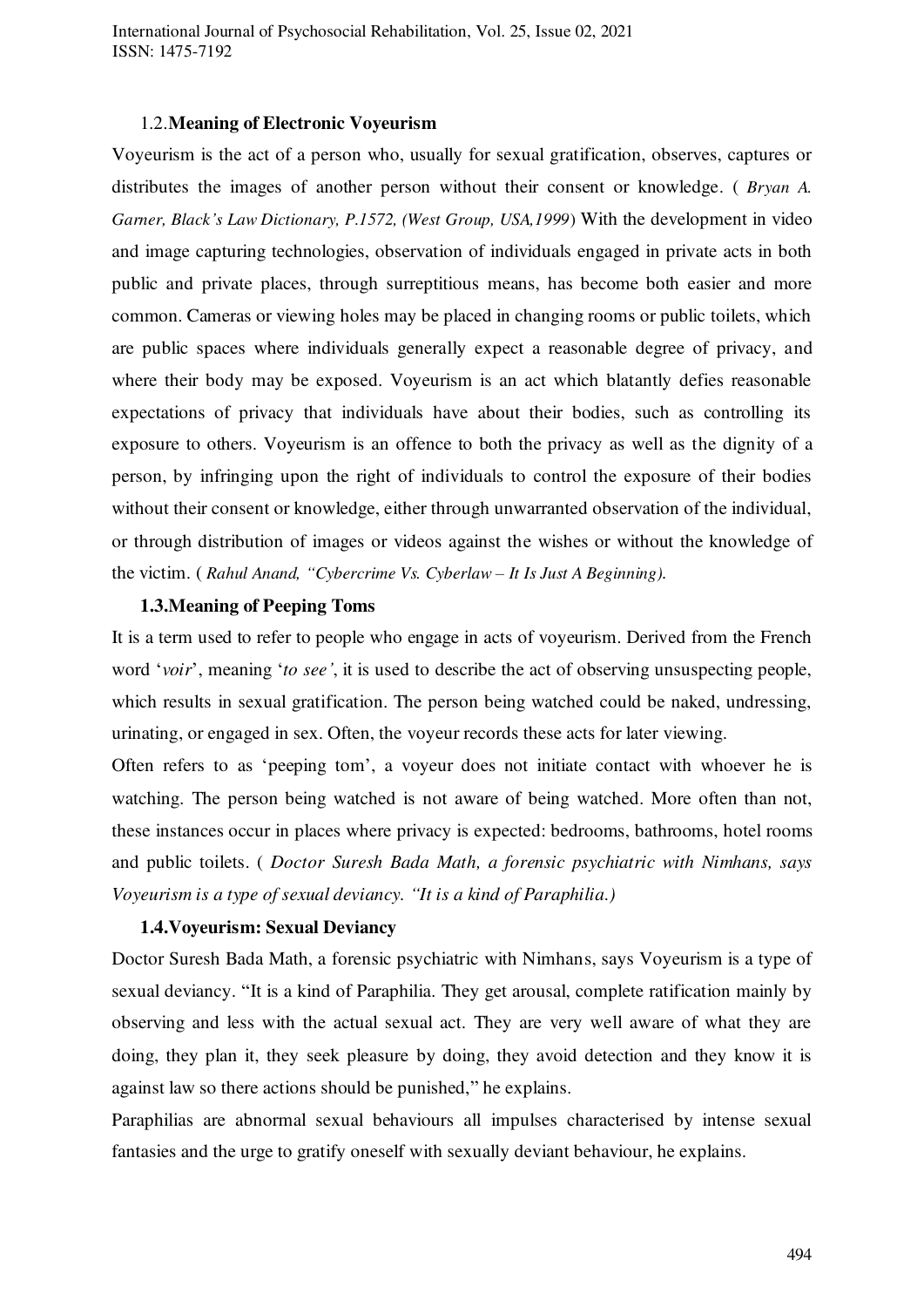### 1.2. Meaning of Electronic Voyeurism

Voyeurism is the act of a person who, usually for sexual gratification, observes, captures or distributes the images of another person without their consent or knowledge. ( *Bryan A. Garner, Black's Law Dictionary, P.1572, (West Group, USA,1999*) With the development in video and image capturing technologies, observation of individuals engaged in private acts in both public and private places, through surreptitious means, has become both easier and more common. Cameras or viewing holes may be placed in changing rooms or public toilets, which are public spaces where individuals generally expect a reasonable degree of privacy, and where their body may be exposed. Voyeurism is an act which blatantly defies reasonable expectations of privacy that individuals have about their bodies, such as controlling its exposure to others. Voyeurism is an offence to both the privacy as well as the dignity of a person, by infringing upon the right of individuals to control the exposure of their bodies without their consent or knowledge, either through unwarranted observation of the individual, or through distribution of images or videos against the wishes or without the knowledge of the victim. ( *Rahul Anand, "Cybercrime Vs. Cyberlaw – It Is Just A Beginning).*

### 1.3. Meaning of Peeping Toms

It is a term used to refer to people who engage in acts of voyeurism. Derived from the French word '*voir*', meaning '*to see'*, it is used to describe the act of observing unsuspecting people, which results in sexual gratification. The person being watched could be naked, undressing, urinating, or engaged in sex. Often, the voyeur records these acts for later viewing.

Often refers to as 'peeping tom', a voyeur does not initiate contact with whoever he is watching. The person being watched is not aware of being watched. More often than not, these instances occur in places where privacy is expected: bedrooms, bathrooms, hotel rooms and public toilets. ( *Doctor Suresh Bada Math, a forensic psychiatric with Nimhans, says Voyeurism is a type of sexual deviancy. "It is a kind of Paraphilia.)*

### 1.4. Voyeurism: Sexual Deviancy

Doctor Suresh Bada Math, a forensic psychiatric with Nimhans, says Voyeurism is a type of sexual deviancy. "It is a kind of Paraphilia. They get arousal, complete ratification mainly by observing and less with the actual sexual act. They are very well aware of what they are doing, they plan it, they seek pleasure by doing, they avoid detection and they know it is against law so there actions should be punished," he explains.

Paraphilias are abnormal sexual behaviours all impulses characterised by intense sexual fantasies and the urge to gratify oneself with sexually deviant behaviour, he explains.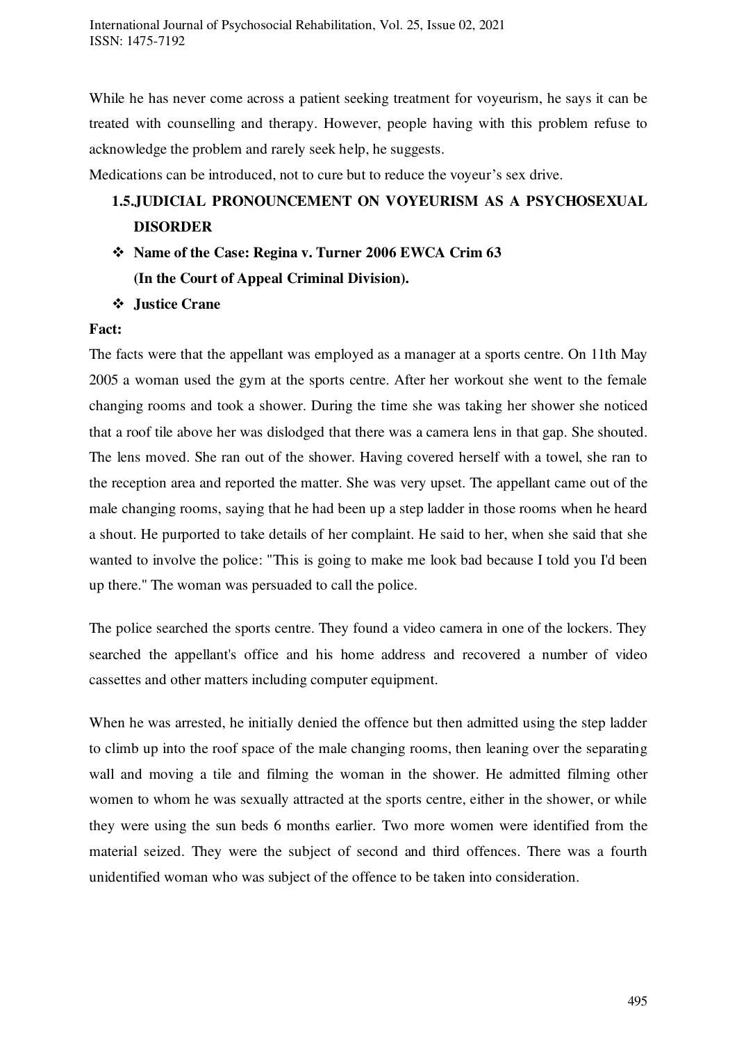While he has never come across a patient seeking treatment for voyeurism, he says it can be treated with counselling and therapy. However, people having with this problem refuse to acknowledge the problem and rarely seek help, he suggests.

Medications can be introduced, not to cure but to reduce the voyeur's sex drive.

## 1.5.JUDICIAL PRONOUNCEMENT ON VOYEURISM AS A PSYCHOSEXUAL DISORDER

- **Name of the Case: Regina v. Turner 2006 EWCA Crim 63**
  **(In the Court of Appeal Criminal Division).**
- **Justice Crane**

**Fact:**

The facts were that the appellant was employed as a manager at a sports centre. On 11th May 2005 a woman used the gym at the sports centre. After her workout she went to the female changing rooms and took a shower. During the time she was taking her shower she noticed that a roof tile above her was dislodged that there was a camera lens in that gap. She shouted. The lens moved. She ran out of the shower. Having covered herself with a towel, she ran to the reception area and reported the matter. She was very upset. The appellant came out of the male changing rooms, saying that he had been up a step ladder in those rooms when he heard a shout. He purported to take details of her complaint. He said to her, when she said that she wanted to involve the police: "This is going to make me look bad because I told you I'd been up there." The woman was persuaded to call the police.

The police searched the sports centre. They found a video camera in one of the lockers. They searched the appellant's office and his home address and recovered a number of video cassettes and other matters including computer equipment.

When he was arrested, he initially denied the offence but then admitted using the step ladder to climb up into the roof space of the male changing rooms, then leaning over the separating wall and moving a tile and filming the woman in the shower. He admitted filming other women to whom he was sexually attracted at the sports centre, either in the shower, or while they were using the sun beds 6 months earlier. Two more women were identified from the material seized. They were the subject of second and third offences. There was a fourth unidentified woman who was subject of the offence to be taken into consideration.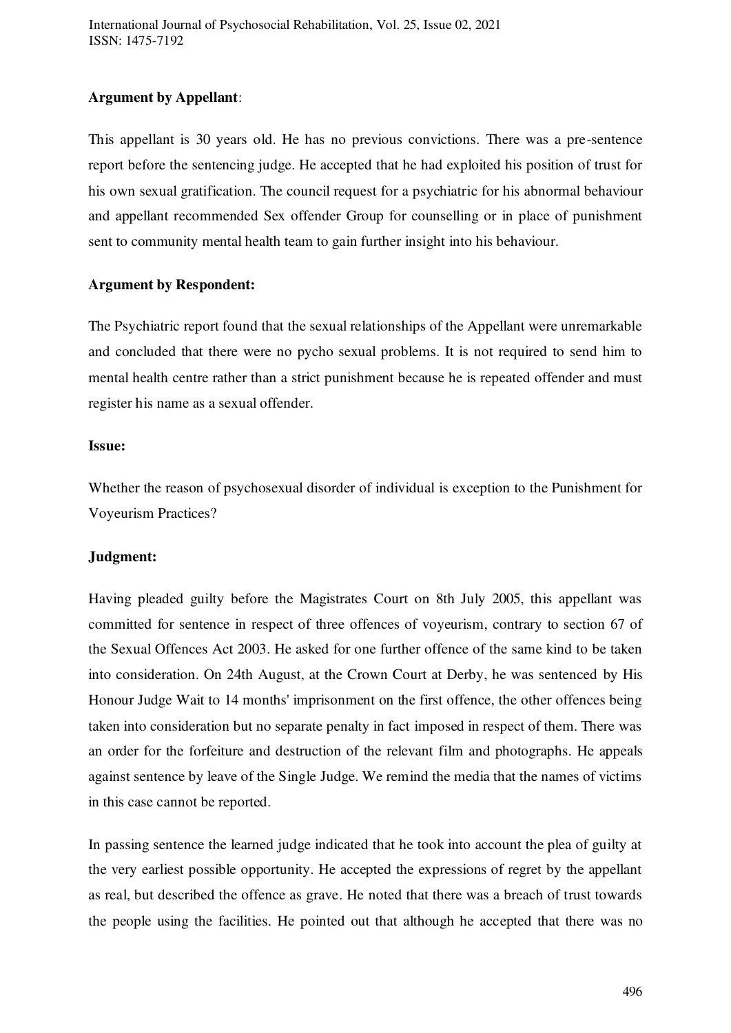**Argument by Appellant**:

This appellant is 30 years old. He has no previous convictions. There was a pre-sentence report before the sentencing judge. He accepted that he had exploited his position of trust for his own sexual gratification. The council request for a psychiatric for his abnormal behaviour and appellant recommended Sex offender Group for counselling or in place of punishment sent to community mental health team to gain further insight into his behaviour.

**Argument by Respondent:**

The Psychiatric report found that the sexual relationships of the Appellant were unremarkable and concluded that there were no pycho sexual problems. It is not required to send him to mental health centre rather than a strict punishment because he is repeated offender and must register his name as a sexual offender.

**Issue:**

Whether the reason of psychosexual disorder of individual is exception to the Punishment for Voyeurism Practices?

**Judgment:**

Having pleaded guilty before the Magistrates Court on 8th July 2005, this appellant was committed for sentence in respect of three offences of voyeurism, contrary to section 67 of the Sexual Offences Act 2003. He asked for one further offence of the same kind to be taken into consideration. On 24th August, at the Crown Court at Derby, he was sentenced by His Honour Judge Wait to 14 months' imprisonment on the first offence, the other offences being taken into consideration but no separate penalty in fact imposed in respect of them. There was an order for the forfeiture and destruction of the relevant film and photographs. He appeals against sentence by leave of the Single Judge. We remind the media that the names of victims in this case cannot be reported.

In passing sentence the learned judge indicated that he took into account the plea of guilty at the very earliest possible opportunity. He accepted the expressions of regret by the appellant as real, but described the offence as grave. He noted that there was a breach of trust towards the people using the facilities. He pointed out that although he accepted that there was no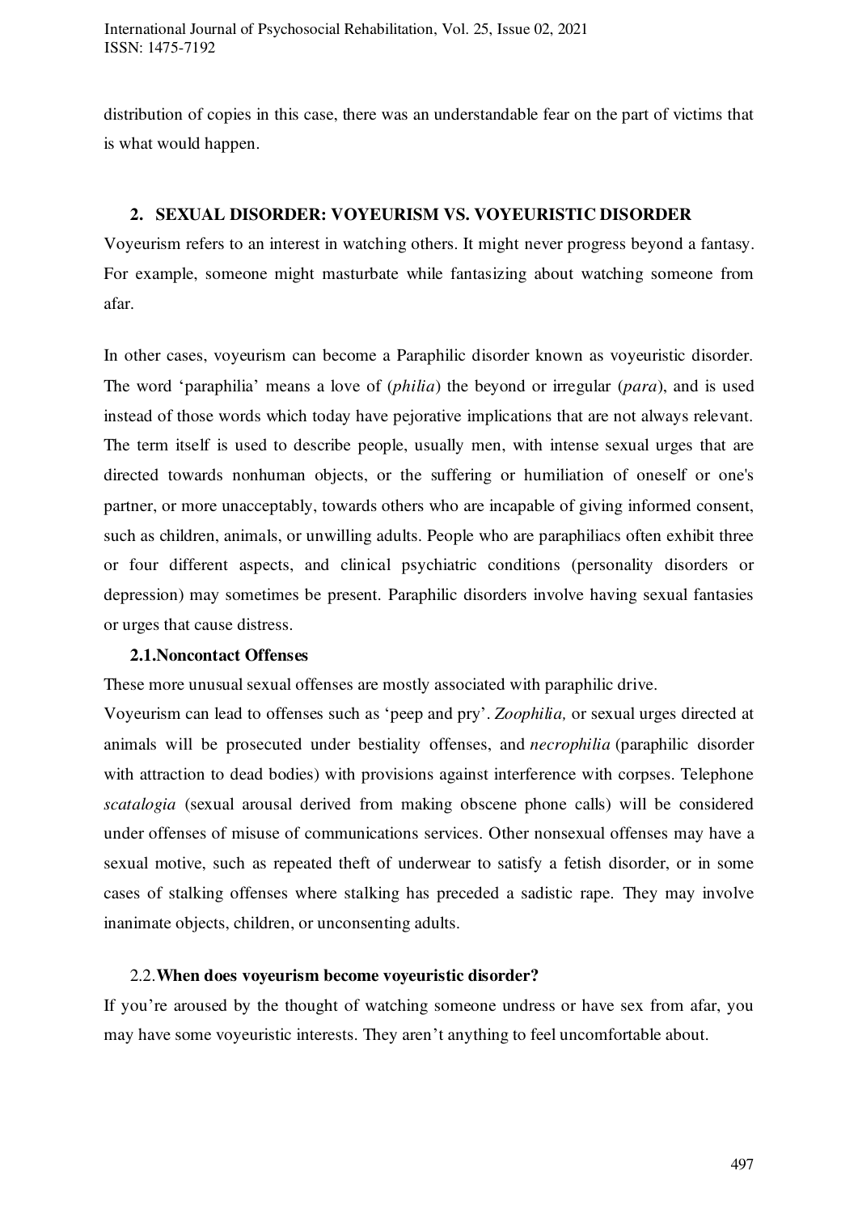distribution of copies in this case, there was an understandable fear on the part of victims that is what would happen.

## 2. SEXUAL DISORDER: VOYEURISM VS. VOYEURISTIC DISORDER

Voyeurism refers to an interest in watching others. It might never progress beyond a fantasy. For example, someone might masturbate while fantasizing about watching someone from afar.

In other cases, voyeurism can become a Paraphilic disorder known as voyeuristic disorder. The word 'paraphilia' means a love of (*philia*) the beyond or irregular (*para*), and is used instead of those words which today have pejorative implications that are not always relevant. The term itself is used to describe people, usually men, with intense sexual urges that are directed towards nonhuman objects, or the suffering or humiliation of oneself or one's partner, or more unacceptably, towards others who are incapable of giving informed consent, such as children, animals, or unwilling adults. People who are paraphiliacs often exhibit three or four different aspects, and clinical psychiatric conditions (personality disorders or depression) may sometimes be present. Paraphilic disorders involve having sexual fantasies or urges that cause distress.

### 2.1. Noncontact Offenses

These more unusual sexual offenses are mostly associated with paraphilic drive.

Voyeurism can lead to offenses such as 'peep and pry'. *Zoophilia,* or sexual urges directed at animals will be prosecuted under bestiality offenses, and *necrophilia* (paraphilic disorder with attraction to dead bodies) with provisions against interference with corpses. Telephone *scatalogia* (sexual arousal derived from making obscene phone calls) will be considered under offenses of misuse of communications services. Other nonsexual offenses may have a sexual motive, such as repeated theft of underwear to satisfy a fetish disorder, or in some cases of stalking offenses where stalking has preceded a sadistic rape. They may involve inanimate objects, children, or unconsenting adults.

### 2.2. When does voyeurism become voyeuristic disorder?

If you're aroused by the thought of watching someone undress or have sex from afar, you may have some voyeuristic interests. They aren't anything to feel uncomfortable about.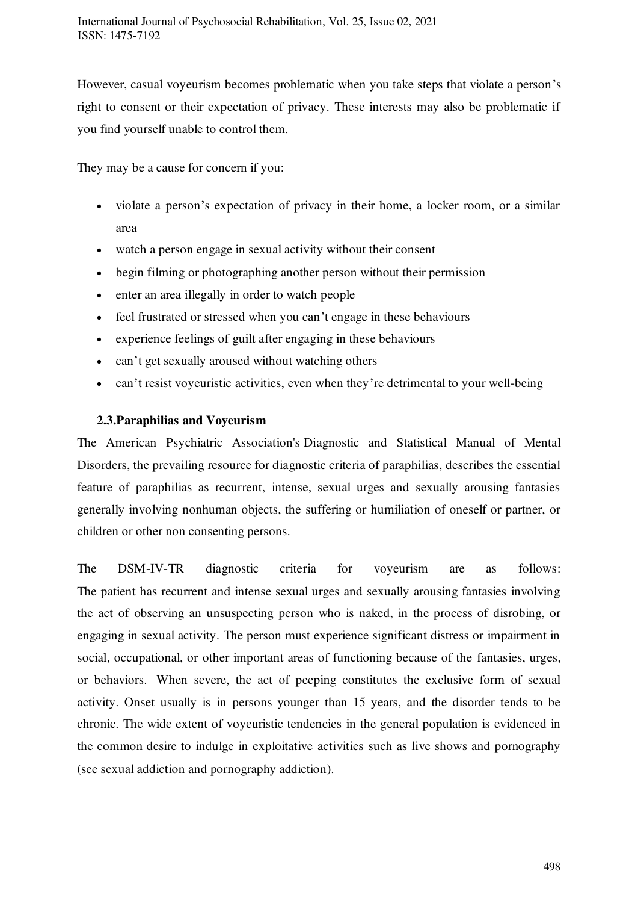However, casual voyeurism becomes problematic when you take steps that violate a person's right to consent or their expectation of privacy. These interests may also be problematic if you find yourself unable to control them.

They may be a cause for concern if you:

- violate a person's expectation of privacy in their home, a locker room, or a similar area
- watch a person engage in sexual activity without their consent
- begin filming or photographing another person without their permission
- enter an area illegally in order to watch people
- feel frustrated or stressed when you can't engage in these behaviours
- experience feelings of guilt after engaging in these behaviours
- can't get sexually aroused without watching others
- can't resist voyeuristic activities, even when they're detrimental to your well-being

### 2.3. Paraphilias and Voyeurism

The American Psychiatric Association's Diagnostic and Statistical Manual of Mental Disorders, the prevailing resource for diagnostic criteria of paraphilias, describes the essential feature of paraphilias as recurrent, intense, sexual urges and sexually arousing fantasies generally involving nonhuman objects, the suffering or humiliation of oneself or partner, or children or other non consenting persons.

The DSM-IV-TR diagnostic criteria for voyeurism are as follows:
The patient has recurrent and intense sexual urges and sexually arousing fantasies involving the act of observing an unsuspecting person who is naked, in the process of disrobing, or engaging in sexual activity. The person must experience significant distress or impairment in social, occupational, or other important areas of functioning because of the fantasies, urges, or behaviors. When severe, the act of peeping constitutes the exclusive form of sexual activity. Onset usually is in persons younger than 15 years, and the disorder tends to be chronic. The wide extent of voyeuristic tendencies in the general population is evidenced in the common desire to indulge in exploitative activities such as live shows and pornography (see sexual addiction and pornography addiction).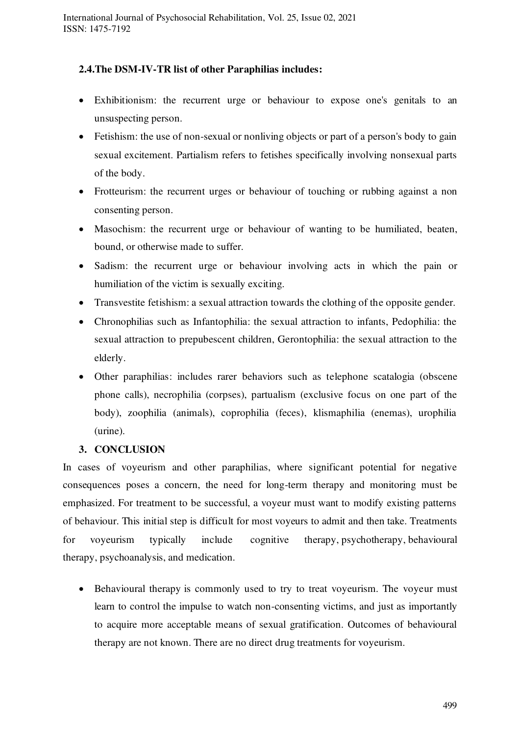### 2.4. The DSM-IV-TR list of other Paraphilias includes:

- Exhibitionism: the recurrent urge or behaviour to expose one's genitals to an unsuspecting person.
- Fetishism: the use of non-sexual or nonliving objects or part of a person's body to gain sexual excitement. Partialism refers to fetishes specifically involving nonsexual parts of the body.
- Frotteurism: the recurrent urges or behaviour of touching or rubbing against a non consenting person.
- Masochism: the recurrent urge or behaviour of wanting to be humiliated, beaten, bound, or otherwise made to suffer.
- Sadism: the recurrent urge or behaviour involving acts in which the pain or humiliation of the victim is sexually exciting.
- Transvestite fetishism: a sexual attraction towards the clothing of the opposite gender.
- Chronophilias such as Infantophilia: the sexual attraction to infants, Pedophilia: the sexual attraction to prepubescent children, Gerontophilia: the sexual attraction to the elderly.
- Other paraphilias: includes rarer behaviors such as telephone scatalogia (obscene phone calls), necrophilia (corpses), partualism (exclusive focus on one part of the body), zoophilia (animals), coprophilia (feces), klismaphilia (enemas), urophilia (urine).

## 3. CONCLUSION

In cases of voyeurism and other paraphilias, where significant potential for negative consequences poses a concern, the need for long-term therapy and monitoring must be emphasized. For treatment to be successful, a voyeur must want to modify existing patterns of behaviour. This initial step is difficult for most voyeurs to admit and then take. Treatments for voyeurism typically include cognitive therapy, psychotherapy, behavioural therapy, psychoanalysis, and medication.

- Behavioural therapy is commonly used to try to treat voyeurism. The voyeur must learn to control the impulse to watch non-consenting victims, and just as importantly to acquire more acceptable means of sexual gratification. Outcomes of behavioural therapy are not known. There are no direct drug treatments for voyeurism.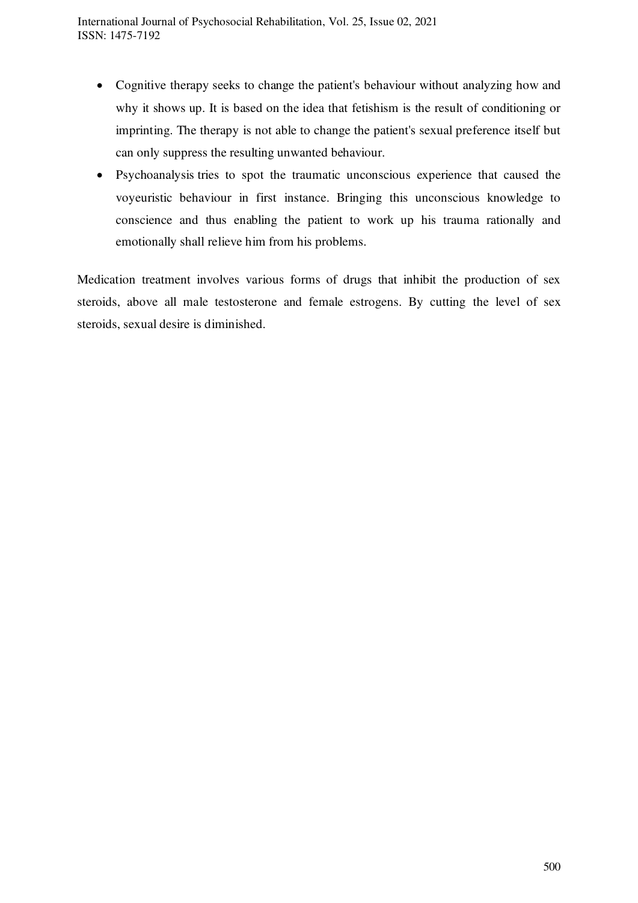- Cognitive therapy seeks to change the patient's behaviour without analyzing how and why it shows up. It is based on the idea that fetishism is the result of conditioning or imprinting. The therapy is not able to change the patient's sexual preference itself but can only suppress the resulting unwanted behaviour.
- Psychoanalysis tries to spot the traumatic unconscious experience that caused the voyeuristic behaviour in first instance. Bringing this unconscious knowledge to conscience and thus enabling the patient to work up his trauma rationally and emotionally shall relieve him from his problems.

Medication treatment involves various forms of drugs that inhibit the production of sex steroids, above all male testosterone and female estrogens. By cutting the level of sex steroids, sexual desire is diminished.